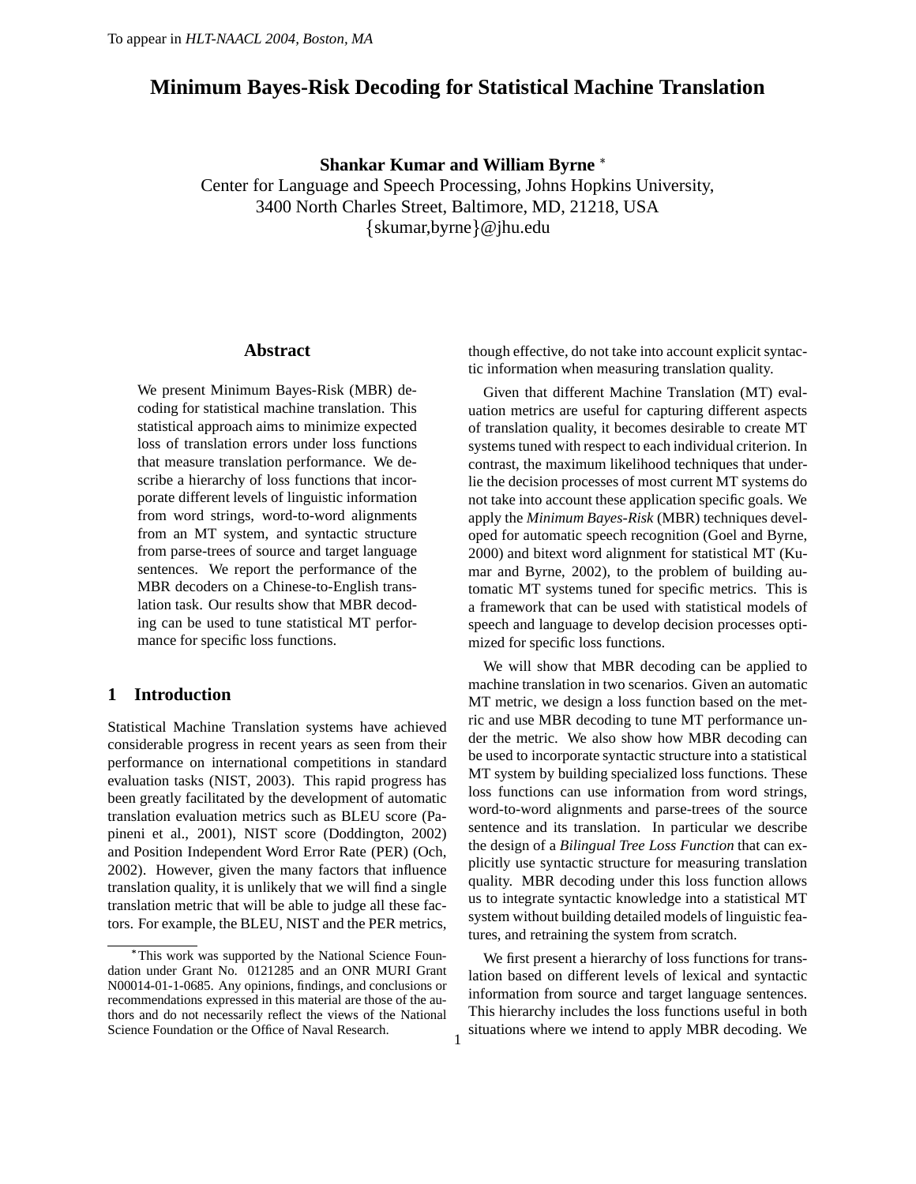To appear in *HLT-NAACL 2004, Boston, MA*

# Minimum Bayes-Risk Decoding for Statistical Machine Translation

**Shankar Kumar and William Byrne** *

Center for Language and Speech Processing, Johns Hopkins University,
3400 North Charles Street, Baltimore, MD, 21218, USA
{skumar,byrne}@jhu.edu

## Abstract

We present Minimum Bayes-Risk (MBR) decoding for statistical machine translation. This statistical approach aims to minimize expected loss of translation errors under loss functions that measure translation performance. We describe a hierarchy of loss functions that incorporate different levels of linguistic information from word strings, word-to-word alignments from an MT system, and syntactic structure from parse-trees of source and target language sentences. We report the performance of the MBR decoders on a Chinese-to-English translation task. Our results show that MBR decoding can be used to tune statistical MT performance for specific loss functions.

## 1 Introduction

Statistical Machine Translation systems have achieved considerable progress in recent years as seen from their performance on international competitions in standard evaluation tasks (NIST, 2003). This rapid progress has been greatly facilitated by the development of automatic translation evaluation metrics such as BLEU score (Papineni et al., 2001), NIST score (Doddington, 2002) and Position Independent Word Error Rate (PER) (Och, 2002). However, given the many factors that influence translation quality, it is unlikely that we will find a single translation metric that will be able to judge all these factors. For example, the BLEU, NIST and the PER metrics, though effective, do not take into account explicit syntactic information when measuring translation quality.

Given that different Machine Translation (MT) evaluation metrics are useful for capturing different aspects of translation quality, it becomes desirable to create MT systems tuned with respect to each individual criterion. In contrast, the maximum likelihood techniques that underlie the decision processes of most current MT systems do not take into account these application specific goals. We apply the *Minimum Bayes-Risk* (MBR) techniques developed for automatic speech recognition (Goel and Byrne, 2000) and bitext word alignment for statistical MT (Kumar and Byrne, 2002), to the problem of building automatic MT systems tuned for specific metrics. This is a framework that can be used with statistical models of speech and language to develop decision processes optimized for specific loss functions.

We will show that MBR decoding can be applied to machine translation in two scenarios. Given an automatic MT metric, we design a loss function based on the metric and use MBR decoding to tune MT performance under the metric. We also show how MBR decoding can be used to incorporate syntactic structure into a statistical MT system by building specialized loss functions. These loss functions can use information from word strings, word-to-word alignments and parse-trees of the source sentence and its translation. In particular we describe the design of a *Bilingual Tree Loss Function* that can explicitly use syntactic structure for measuring translation quality. MBR decoding under this loss function allows us to integrate syntactic knowledge into a statistical MT system without building detailed models of linguistic features, and retraining the system from scratch.

We first present a hierarchy of loss functions for translation based on different levels of lexical and syntactic information from source and target language sentences. This hierarchy includes the loss functions useful in both situations where we intend to apply MBR decoding. We

* This work was supported by the National Science Foundation under Grant No. 0121285 and an ONR MURI Grant N00014-01-1-0685. Any opinions, findings, and conclusions or recommendations expressed in this material are those of the authors and do not necessarily reflect the views of the National Science Foundation or the Office of Naval Research.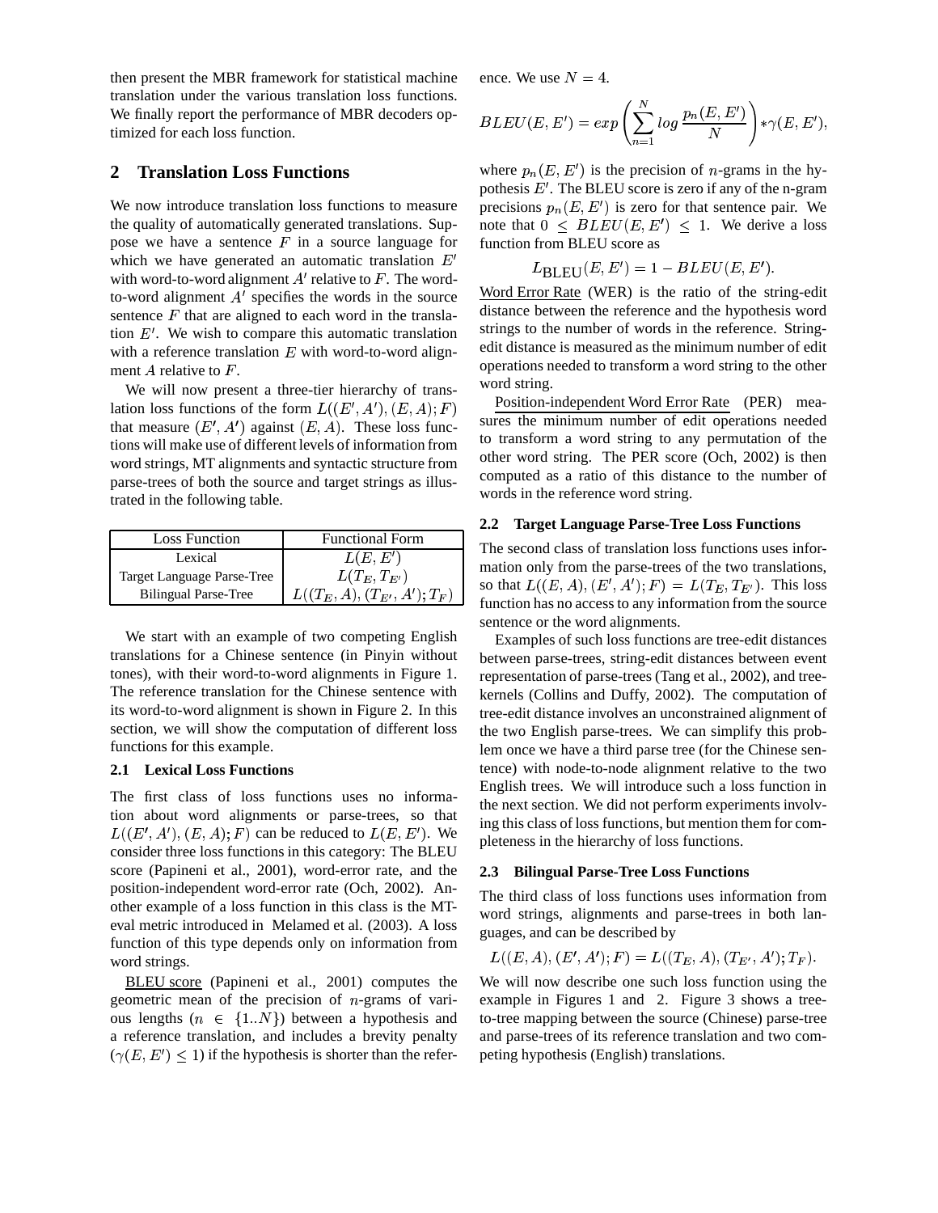then present the MBR framework for statistical machine translation under the various translation loss functions. We finally report the performance of MBR decoders optimized for each loss function.

## 2 Translation Loss Functions

We now introduce translation loss functions to measure the quality of automatically generated translations. Suppose we have a sentence $F$ in a source language for which we have generated an automatic translation $E'$ with word-to-word alignment $A'$ relative to $F$. The word-to-word alignment $A'$ specifies the words in the source sentence $F$ that are aligned to each word in the translation $E'$. We wish to compare this automatic translation with a reference translation $E$ with word-to-word alignment $A$ relative to $F$.

We will now present a three-tier hierarchy of translation loss functions of the form $L((E', A'), (E, A); F)$ that measure $(E', A')$ against $(E, A)$. These loss functions will make use of different levels of information from word strings, MT alignments and syntactic structure from parse-trees of both the source and target strings as illustrated in the following table.

| Loss Function | Functional Form |
| --- | --- |
| Lexical | $L(E, E')$ |
| Target Language Parse-Tree | $L(T_E, T_{E'})$ |
| Bilingual Parse-Tree | $L((T_E, A), (T_{E'}, A'); T_F)$ |

We start with an example of two competing English translations for a Chinese sentence (in Pinyin without tones), with their word-to-word alignments in Figure 1. The reference translation for the Chinese sentence with its word-to-word alignment is shown in Figure 2. In this section, we will show the computation of different loss functions for this example.

### 2.1 Lexical Loss Functions

The first class of loss functions uses no information about word alignments or parse-trees, so that $L((E', A'), (E, A); F)$ can be reduced to $L(E, E')$. We consider three loss functions in this category: The BLEU score (Papineni et al., 2001), word-error rate, and the position-independent word-error rate (Och, 2002). Another example of a loss function in this class is the MT-eval metric introduced in Melamed et al. (2003). A loss function of this type depends only on information from word strings.

BLEU score (Papineni et al., 2001) computes the geometric mean of the precision of $n$-grams of various lengths ($n \in \{1..N\}$) between a hypothesis and a reference translation, and includes a brevity penalty ($\gamma(E, E') \leq 1$) if the hypothesis is shorter than the reference. We use $N = 4$.

$$BLEU(E, E') = exp\left(\sum_{n=1}^{N} log\,\frac{p_n(E, E')}{N}\right) * \gamma(E, E'),$$

where $p_n(E, E')$ is the precision of $n$-grams in the hypothesis $E'$. The BLEU score is zero if any of the n-gram precisions $p_n(E, E')$ is zero for that sentence pair. We note that $0 \leq BLEU(E, E') \leq 1$. We derive a loss function from BLEU score as

$$L_{\text{BLEU}}(E, E') = 1 - BLEU(E, E').$$

Word Error Rate (WER) is the ratio of the string-edit distance between the reference and the hypothesis word strings to the number of words in the reference. String-edit distance is measured as the minimum number of edit operations needed to transform a word string to the other word string.

Position-independent Word Error Rate (PER) measures the minimum number of edit operations needed to transform a word string to any permutation of the other word string. The PER score (Och, 2002) is then computed as a ratio of this distance to the number of words in the reference word string.

### 2.2 Target Language Parse-Tree Loss Functions

The second class of translation loss functions uses information only from the parse-trees of the two translations, so that $L((E, A), (E', A'); F) = L(T_E, T_{E'})$. This loss function has no access to any information from the source sentence or the word alignments.

Examples of such loss functions are tree-edit distances between parse-trees, string-edit distances between event representation of parse-trees (Tang et al., 2002), and tree-kernels (Collins and Duffy, 2002). The computation of tree-edit distance involves an unconstrained alignment of the two English parse-trees. We can simplify this problem once we have a third parse tree (for the Chinese sentence) with node-to-node alignment relative to the two English trees. We will introduce such a loss function in the next section. We did not perform experiments involving this class of loss functions, but mention them for completeness in the hierarchy of loss functions.

### 2.3 Bilingual Parse-Tree Loss Functions

The third class of loss functions uses information from word strings, alignments and parse-trees in both languages, and can be described by

$$L((E, A), (E', A'); F) = L((T_E, A), (T_{E'}, A'); T_F).$$

We will now describe one such loss function using the example in Figures 1 and 2. Figure 3 shows a tree-to-tree mapping between the source (Chinese) parse-tree and parse-trees of its reference translation and two competing hypothesis (English) translations.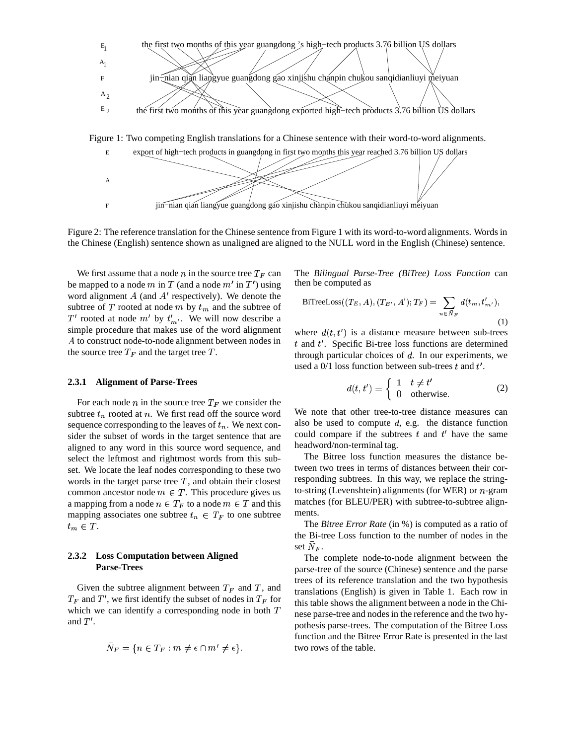E₁ the first two months of this year guangdong 's high−tech products 3.76 billion US dollars

A₁

F jin−nian qian liangyue guangdong gao xinjishu chanpin chukou sanqidianliuyi meiyuan

A₂

E₂ the first two months of this year guangdong exported high−tech products 3.76 billion US dollars

Figure 1: Two competing English translations for a Chinese sentence with their word-to-word alignments.

E export of high−tech products in guangdong in first two months this year reached 3.76 billion US dollars

A

F jin−nian qian liangyue guangdong gao xinjishu chanpin chukou sanqidianliuyi meiyuan

Figure 2: The reference translation for the Chinese sentence from Figure 1 with its word-to-word alignments. Words in the Chinese (English) sentence shown as unaligned are aligned to the NULL word in the English (Chinese) sentence.

We first assume that a node $n$ in the source tree $T_F$ can be mapped to a node $m$ in $T$ (and a node $m'$ in $T'$) using word alignment $A$ (and $A'$ respectively). We denote the subtree of $T$ rooted at node $m$ by $t_m$ and the subtree of $T'$ rooted at node $m'$ by $t'_{m'}$. We will now describe a simple procedure that makes use of the word alignment $A$ to construct node-to-node alignment between nodes in the source tree $T_F$ and the target tree $T$.

### 2.3.1 Alignment of Parse-Trees

For each node $n$ in the source tree $T_F$ we consider the subtree $t_n$ rooted at $n$. We first read off the source word sequence corresponding to the leaves of $t_n$. We next consider the subset of words in the target sentence that are aligned to any word in this source word sequence, and select the leftmost and rightmost words from this subset. We locate the leaf nodes corresponding to these two words in the target parse tree $T$, and obtain their closest common ancestor node $m \in T$. This procedure gives us a mapping from a node $n \in T_F$ to a node $m \in T$ and this mapping associates one subtree $t_n \in T_F$ to one subtree $t_m \in T$.

### 2.3.2 Loss Computation between Aligned Parse-Trees

Given the subtree alignment between $T_F$ and $T$, and $T_F$ and $T'$, we first identify the subset of nodes in $T_F$ for which we can identify a corresponding node in both $T$ and $T'$.

$$\tilde{N}_F = \{n \in T_F : m \neq \epsilon \cap m' \neq \epsilon\}.$$

The *Bilingual Parse-Tree (BiTree) Loss Function* can then be computed as

$$\text{BiTreeLoss}((T_E, A), (T_{E'}, A'); T_F) = \sum_{n \in \tilde{N}_F} d(t_m, t'_{m'}), \tag{1}$$

where $d(t, t')$ is a distance measure between sub-trees $t$ and $t'$. Specific Bi-tree loss functions are determined through particular choices of $d$. In our experiments, we used a 0/1 loss function between sub-trees $t$ and $t'$.

$$d(t, t') = \begin{cases} 1 & t \neq t' \\ 0 & \text{otherwise.} \end{cases} \tag{2}$$

We note that other tree-to-tree distance measures can also be used to compute $d$, e.g. the distance function could compare if the subtrees $t$ and $t'$ have the same headword/non-terminal tag.

The Bitree loss function measures the distance between two trees in terms of distances between their corresponding subtrees. In this way, we replace the string-to-string (Levenshtein) alignments (for WER) or $n$-gram matches (for BLEU/PER) with subtree-to-subtree alignments.

The *Bitree Error Rate* (in %) is computed as a ratio of the Bi-tree Loss function to the number of nodes in the set $\tilde{N}_F$.

The complete node-to-node alignment between the parse-tree of the source (Chinese) sentence and the parse trees of its reference translation and the two hypothesis translations (English) is given in Table 1. Each row in this table shows the alignment between a node in the Chinese parse-tree and nodes in the reference and the two hypothesis parse-trees. The computation of the Bitree Loss function and the Bitree Error Rate is presented in the last two rows of the table.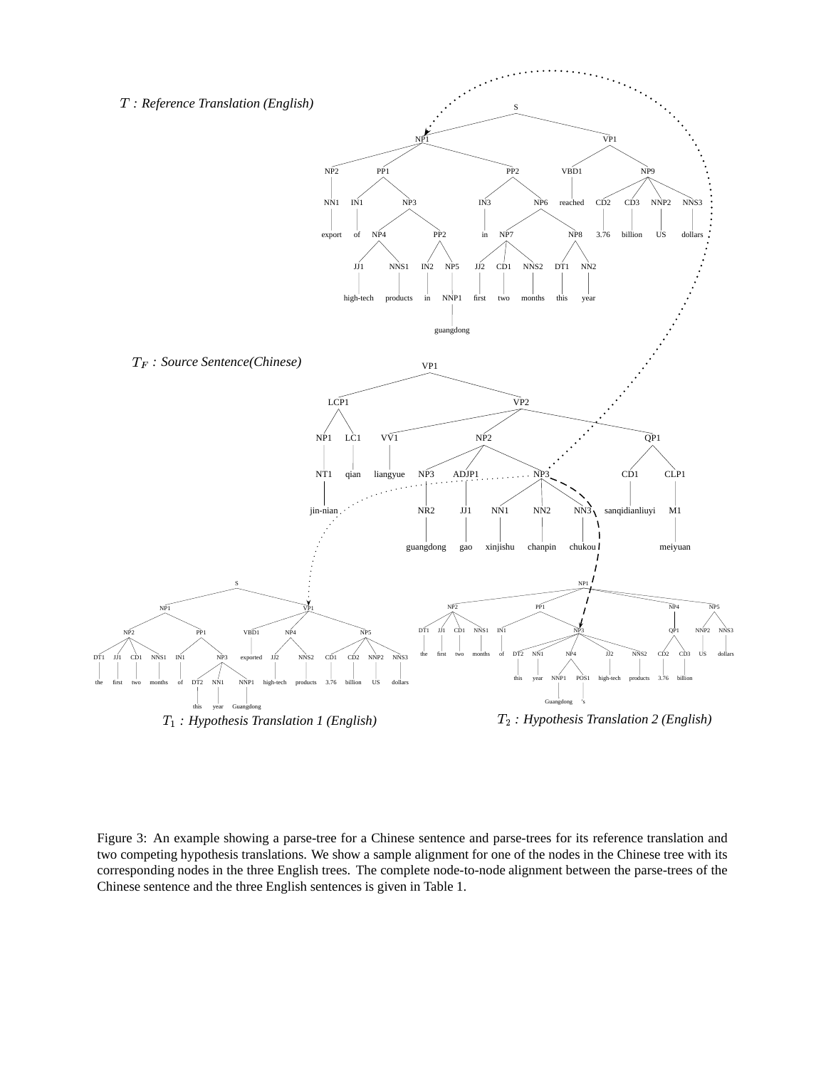$T$ : *Reference Translation (English)*

$T_F$ : *Source Sentence(Chinese)*

$T_1$ : *Hypothesis Translation 1 (English)*

$T_2$ : *Hypothesis Translation 2 (English)*

Figure 3: An example showing a parse-tree for a Chinese sentence and parse-trees for its reference translation and two competing hypothesis translations. We show a sample alignment for one of the nodes in the Chinese tree with its corresponding nodes in the three English trees. The complete node-to-node alignment between the parse-trees of the Chinese sentence and the three English sentences is given in Table 1.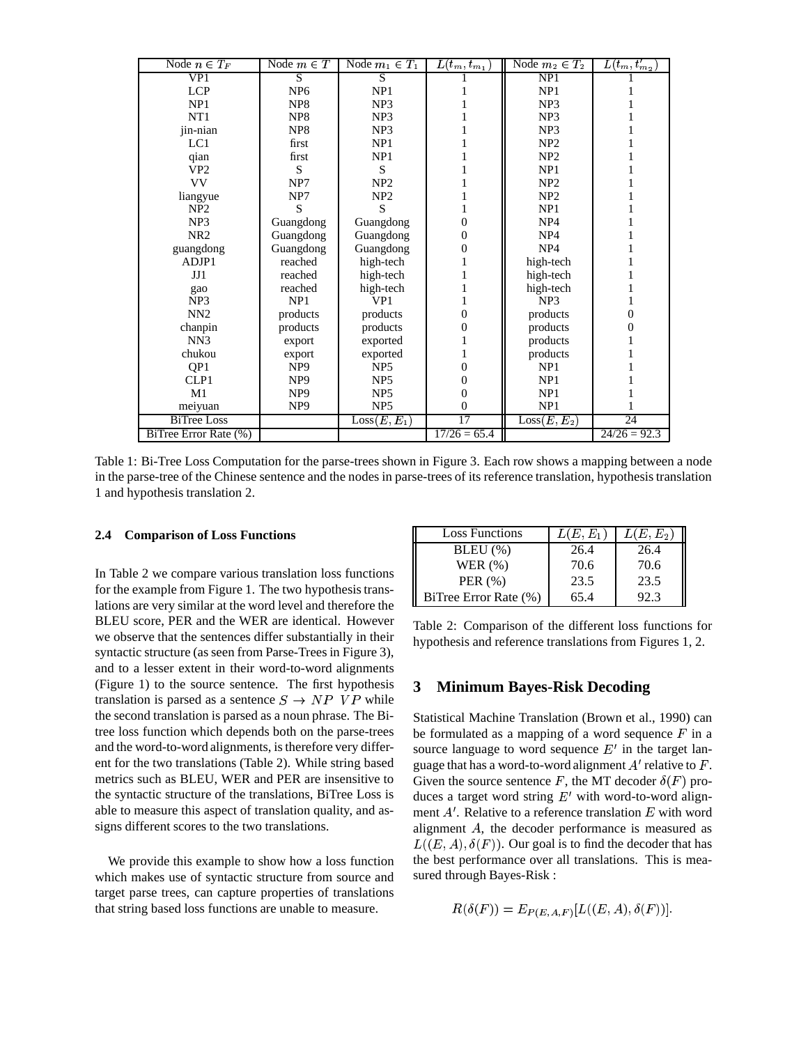| Node $n \in T_F$ | Node $m \in T$ | Node $m_1 \in T_1$ | $L(t_m, t_{m_1})$ | Node $m_2 \in T_2$ | $L(t_m, t'_{m_2})$ |
|---|---|---|---|---|---|
| VP1 | S | S | 1 | NP1 | 1 |
| LCP | NP6 | NP1 | 1 | NP1 | 1 |
| NP1 | NP8 | NP3 | 1 | NP3 | 1 |
| NT1 | NP8 | NP3 | 1 | NP3 | 1 |
| jin-nian | NP8 | NP3 | 1 | NP3 | 1 |
| LC1 | first | NP1 | 1 | NP2 | 1 |
| qian | first | NP1 | 1 | NP2 | 1 |
| VP2 | S | S | 1 | NP1 | 1 |
| VV | NP7 | NP2 | 1 | NP2 | 1 |
| liangyue | NP7 | NP2 | 1 | NP2 | 1 |
| NP2 | S | S | 1 | NP1 | 1 |
| NP3 | Guangdong | Guangdong | 0 | NP4 | 1 |
| NR2 | Guangdong | Guangdong | 0 | NP4 | 1 |
| guangdong | Guangdong | Guangdong | 0 | NP4 | 1 |
| ADJP1 | reached | high-tech | 1 | high-tech | 1 |
| JJ1 | reached | high-tech | 1 | high-tech | 1 |
| gao | reached | high-tech | 1 | high-tech | 1 |
| NP3 | NP1 | VP1 | 1 | NP3 | 1 |
| NN2 | products | products | 0 | products | 0 |
| chanpin | products | products | 0 | products | 0 |
| NN3 | export | exported | 1 | products | 1 |
| chukou | export | exported | 1 | products | 1 |
| QP1 | NP9 | NP5 | 0 | NP1 | 1 |
| CLP1 | NP9 | NP5 | 0 | NP1 | 1 |
| M1 | NP9 | NP5 | 0 | NP1 | 1 |
| meiyuan | NP9 | NP5 | 0 | NP1 | 1 |
| BiTree Loss | | $\text{Loss}(E, E_1)$ | 17 | $\text{Loss}(E, E_2)$ | 24 |
| BiTree Error Rate (%) | | | 17/26 = 65.4 | | 24/26 = 92.3 |

Table 1: Bi-Tree Loss Computation for the parse-trees shown in Figure 3. Each row shows a mapping between a node in the parse-tree of the Chinese sentence and the nodes in parse-trees of its reference translation, hypothesis translation 1 and hypothesis translation 2.

### 2.4 Comparison of Loss Functions

In Table 2 we compare various translation loss functions for the example from Figure 1. The two hypothesis translations are very similar at the word level and therefore the BLEU score, PER and the WER are identical. However we observe that the sentences differ substantially in their syntactic structure (as seen from Parse-Trees in Figure 3), and to a lesser extent in their word-to-word alignments (Figure 1) to the source sentence. The first hypothesis translation is parsed as a sentence $S \rightarrow NP\ VP$ while the second translation is parsed as a noun phrase. The Bi-tree loss function which depends both on the parse-trees and the word-to-word alignments, is therefore very different for the two translations (Table 2). While string based metrics such as BLEU, WER and PER are insensitive to the syntactic structure of the translations, BiTree Loss is able to measure this aspect of translation quality, and assigns different scores to the two translations.

We provide this example to show how a loss function which makes use of syntactic structure from source and target parse trees, can capture properties of translations that string based loss functions are unable to measure.

| Loss Functions | $L(E, E_1)$ | $L(E, E_2)$ |
|---|---|---|
| BLEU (%) | 26.4 | 26.4 |
| WER (%) | 70.6 | 70.6 |
| PER (%) | 23.5 | 23.5 |
| BiTree Error Rate (%) | 65.4 | 92.3 |

Table 2: Comparison of the different loss functions for hypothesis and reference translations from Figures 1, 2.

## 3 Minimum Bayes-Risk Decoding

Statistical Machine Translation (Brown et al., 1990) can be formulated as a mapping of a word sequence $F$ in a source language to word sequence $E'$ in the target language that has a word-to-word alignment $A'$ relative to $F$. Given the source sentence $F$, the MT decoder $\delta(F)$ produces a target word string $E'$ with word-to-word alignment $A'$. Relative to a reference translation $E$ with word alignment $A$, the decoder performance is measured as $L((E, A), \delta(F))$. Our goal is to find the decoder that has the best performance over all translations. This is measured through Bayes-Risk :

$$R(\delta(F)) = E_{P(E,A,F)}[L((E, A), \delta(F))].$$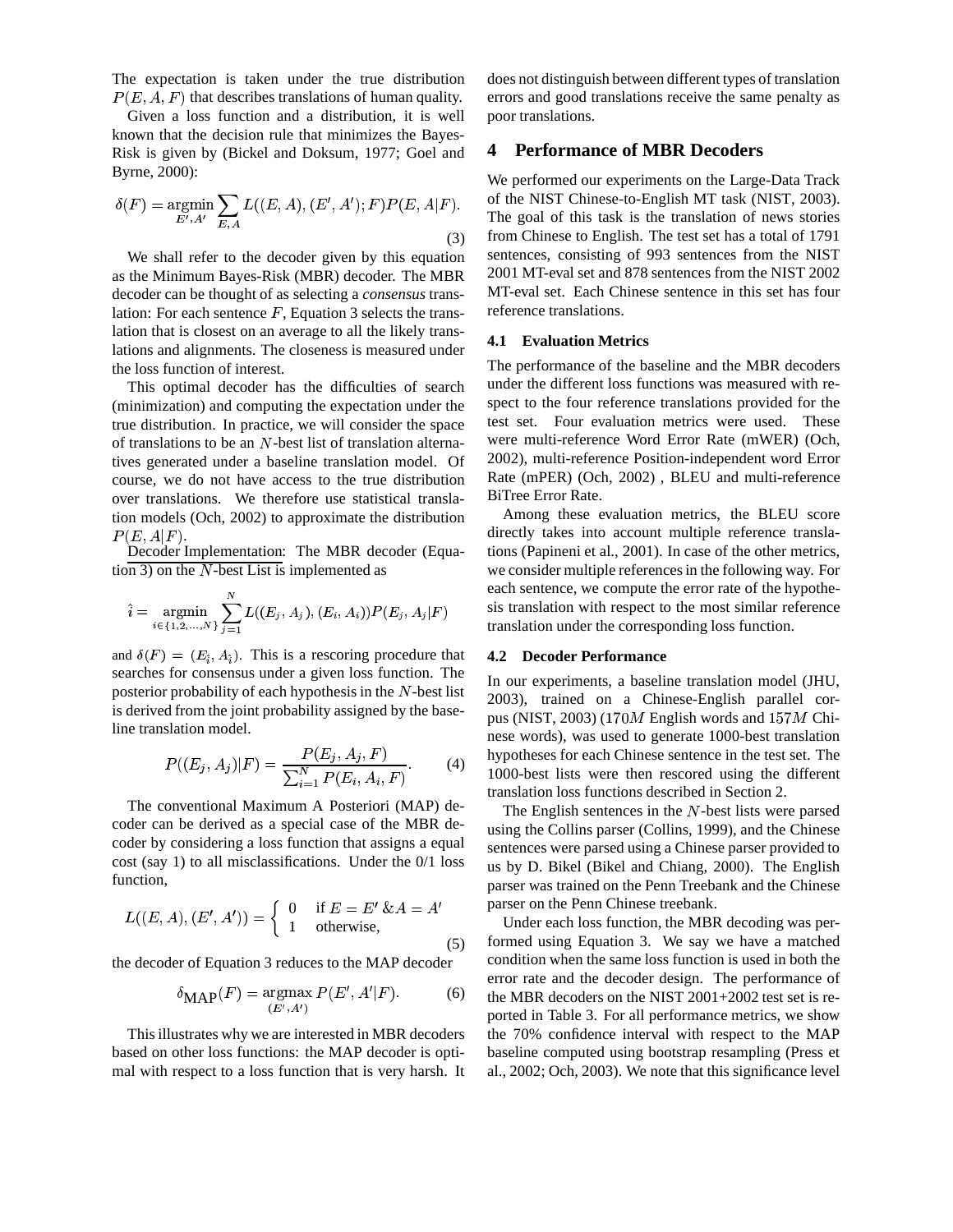The expectation is taken under the true distribution $P(E, A, F)$ that describes translations of human quality.

Given a loss function and a distribution, it is well known that the decision rule that minimizes the Bayes-Risk is given by (Bickel and Doksum, 1977; Goel and Byrne, 2000):

$$\delta(F) = \underset{E', A'}{\operatorname{argmin}} \sum_{E,A} L((E, A), (E', A'); F) P(E, A|F). \tag{3}$$

We shall refer to the decoder given by this equation as the Minimum Bayes-Risk (MBR) decoder. The MBR decoder can be thought of as selecting a *consensus* translation: For each sentence $F$, Equation 3 selects the translation that is closest on an average to all the likely translations and alignments. The closeness is measured under the loss function of interest.

This optimal decoder has the difficulties of search (minimization) and computing the expectation under the true distribution. In practice, we will consider the space of translations to be an $N$-best list of translation alternatives generated under a baseline translation model. Of course, we do not have access to the true distribution over translations. We therefore use statistical translation models (Och, 2002) to approximate the distribution $P(E, A|F)$.

Decoder Implementation: The MBR decoder (Equation 3) on the $N$-best List is implemented as

$$\hat{i} = \underset{i \in \{1,2,\ldots,N\}}{\operatorname{argmin}} \sum_{j=1}^{N} L((E_j, A_j), (E_i, A_i)) P(E_j, A_j|F)$$

and $\delta(F) = (E_{\hat{i}}, A_{\hat{i}})$. This is a rescoring procedure that searches for consensus under a given loss function. The posterior probability of each hypothesis in the $N$-best list is derived from the joint probability assigned by the baseline translation model.

$$P((E_j, A_j)|F) = \frac{P(E_j, A_j, F)}{\sum_{i=1}^{N} P(E_i, A_i, F)}. \tag{4}$$

The conventional Maximum A Posteriori (MAP) decoder can be derived as a special case of the MBR decoder by considering a loss function that assigns a equal cost (say 1) to all misclassifications. Under the 0/1 loss function,

$$L((E, A), (E', A')) = \begin{cases} 0 & \text{if } E = E' \,\&A = A' \\ 1 & \text{otherwise,} \end{cases} \tag{5}$$

the decoder of Equation 3 reduces to the MAP decoder

$$\delta_{\text{MAP}}(F) = \underset{(E', A')}{\operatorname{argmax}} P(E', A'|F). \tag{6}$$

This illustrates why we are interested in MBR decoders based on other loss functions: the MAP decoder is optimal with respect to a loss function that is very harsh. It does not distinguish between different types of translation errors and good translations receive the same penalty as poor translations.

## 4 Performance of MBR Decoders

We performed our experiments on the Large-Data Track of the NIST Chinese-to-English MT task (NIST, 2003). The goal of this task is the translation of news stories from Chinese to English. The test set has a total of 1791 sentences, consisting of 993 sentences from the NIST 2001 MT-eval set and 878 sentences from the NIST 2002 MT-eval set. Each Chinese sentence in this set has four reference translations.

### 4.1 Evaluation Metrics

The performance of the baseline and the MBR decoders under the different loss functions was measured with respect to the four reference translations provided for the test set. Four evaluation metrics were used. These were multi-reference Word Error Rate (mWER) (Och, 2002), multi-reference Position-independent word Error Rate (mPER) (Och, 2002) , BLEU and multi-reference BiTree Error Rate.

Among these evaluation metrics, the BLEU score directly takes into account multiple reference translations (Papineni et al., 2001). In case of the other metrics, we consider multiple references in the following way. For each sentence, we compute the error rate of the hypothesis translation with respect to the most similar reference translation under the corresponding loss function.

### 4.2 Decoder Performance

In our experiments, a baseline translation model (JHU, 2003), trained on a Chinese-English parallel corpus (NIST, 2003) ($170M$ English words and $157M$ Chinese words), was used to generate 1000-best translation hypotheses for each Chinese sentence in the test set. The 1000-best lists were then rescored using the different translation loss functions described in Section 2.

The English sentences in the $N$-best lists were parsed using the Collins parser (Collins, 1999), and the Chinese sentences were parsed using a Chinese parser provided to us by D. Bikel (Bikel and Chiang, 2000). The English parser was trained on the Penn Treebank and the Chinese parser on the Penn Chinese treebank.

Under each loss function, the MBR decoding was performed using Equation 3. We say we have a matched condition when the same loss function is used in both the error rate and the decoder design. The performance of the MBR decoders on the NIST 2001+2002 test set is reported in Table 3. For all performance metrics, we show the 70% confidence interval with respect to the MAP baseline computed using bootstrap resampling (Press et al., 2002; Och, 2003). We note that this significance level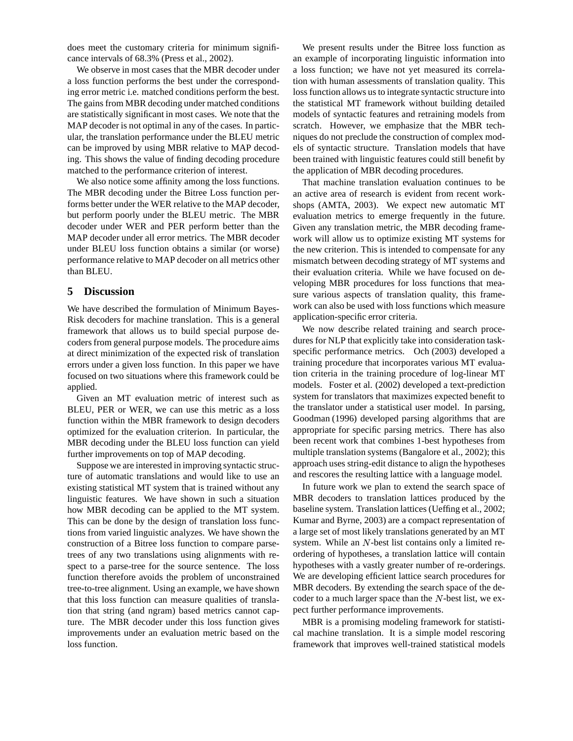does meet the customary criteria for minimum significance intervals of 68.3% (Press et al., 2002).

We observe in most cases that the MBR decoder under a loss function performs the best under the corresponding error metric i.e. matched conditions perform the best. The gains from MBR decoding under matched conditions are statistically significant in most cases. We note that the MAP decoder is not optimal in any of the cases. In particular, the translation performance under the BLEU metric can be improved by using MBR relative to MAP decoding. This shows the value of finding decoding procedure matched to the performance criterion of interest.

We also notice some affinity among the loss functions. The MBR decoding under the Bitree Loss function performs better under the WER relative to the MAP decoder, but perform poorly under the BLEU metric. The MBR decoder under WER and PER perform better than the MAP decoder under all error metrics. The MBR decoder under BLEU loss function obtains a similar (or worse) performance relative to MAP decoder on all metrics other than BLEU.

## 5 Discussion

We have described the formulation of Minimum Bayes-Risk decoders for machine translation. This is a general framework that allows us to build special purpose decoders from general purpose models. The procedure aims at direct minimization of the expected risk of translation errors under a given loss function. In this paper we have focused on two situations where this framework could be applied.

Given an MT evaluation metric of interest such as BLEU, PER or WER, we can use this metric as a loss function within the MBR framework to design decoders optimized for the evaluation criterion. In particular, the MBR decoding under the BLEU loss function can yield further improvements on top of MAP decoding.

Suppose we are interested in improving syntactic structure of automatic translations and would like to use an existing statistical MT system that is trained without any linguistic features. We have shown in such a situation how MBR decoding can be applied to the MT system. This can be done by the design of translation loss functions from varied linguistic analyzes. We have shown the construction of a Bitree loss function to compare parse-trees of any two translations using alignments with respect to a parse-tree for the source sentence. The loss function therefore avoids the problem of unconstrained tree-to-tree alignment. Using an example, we have shown that this loss function can measure qualities of translation that string (and ngram) based metrics cannot capture. The MBR decoder under this loss function gives improvements under an evaluation metric based on the loss function.

We present results under the Bitree loss function as an example of incorporating linguistic information into a loss function; we have not yet measured its correlation with human assessments of translation quality. This loss function allows us to integrate syntactic structure into the statistical MT framework without building detailed models of syntactic features and retraining models from scratch. However, we emphasize that the MBR techniques do not preclude the construction of complex models of syntactic structure. Translation models that have been trained with linguistic features could still benefit by the application of MBR decoding procedures.

That machine translation evaluation continues to be an active area of research is evident from recent workshops (AMTA, 2003). We expect new automatic MT evaluation metrics to emerge frequently in the future. Given any translation metric, the MBR decoding framework will allow us to optimize existing MT systems for the new criterion. This is intended to compensate for any mismatch between decoding strategy of MT systems and their evaluation criteria. While we have focused on developing MBR procedures for loss functions that measure various aspects of translation quality, this framework can also be used with loss functions which measure application-specific error criteria.

We now describe related training and search procedures for NLP that explicitly take into consideration task-specific performance metrics. Och (2003) developed a training procedure that incorporates various MT evaluation criteria in the training procedure of log-linear MT models. Foster et al. (2002) developed a text-prediction system for translators that maximizes expected benefit to the translator under a statistical user model. In parsing, Goodman (1996) developed parsing algorithms that are appropriate for specific parsing metrics. There has also been recent work that combines 1-best hypotheses from multiple translation systems (Bangalore et al., 2002); this approach uses string-edit distance to align the hypotheses and rescores the resulting lattice with a language model.

In future work we plan to extend the search space of MBR decoders to translation lattices produced by the baseline system. Translation lattices (Ueffing et al., 2002; Kumar and Byrne, 2003) are a compact representation of a large set of most likely translations generated by an MT system. While an $N$-best list contains only a limited re-ordering of hypotheses, a translation lattice will contain hypotheses with a vastly greater number of re-orderings. We are developing efficient lattice search procedures for MBR decoders. By extending the search space of the decoder to a much larger space than the $N$-best list, we expect further performance improvements.

MBR is a promising modeling framework for statistical machine translation. It is a simple model rescoring framework that improves well-trained statistical models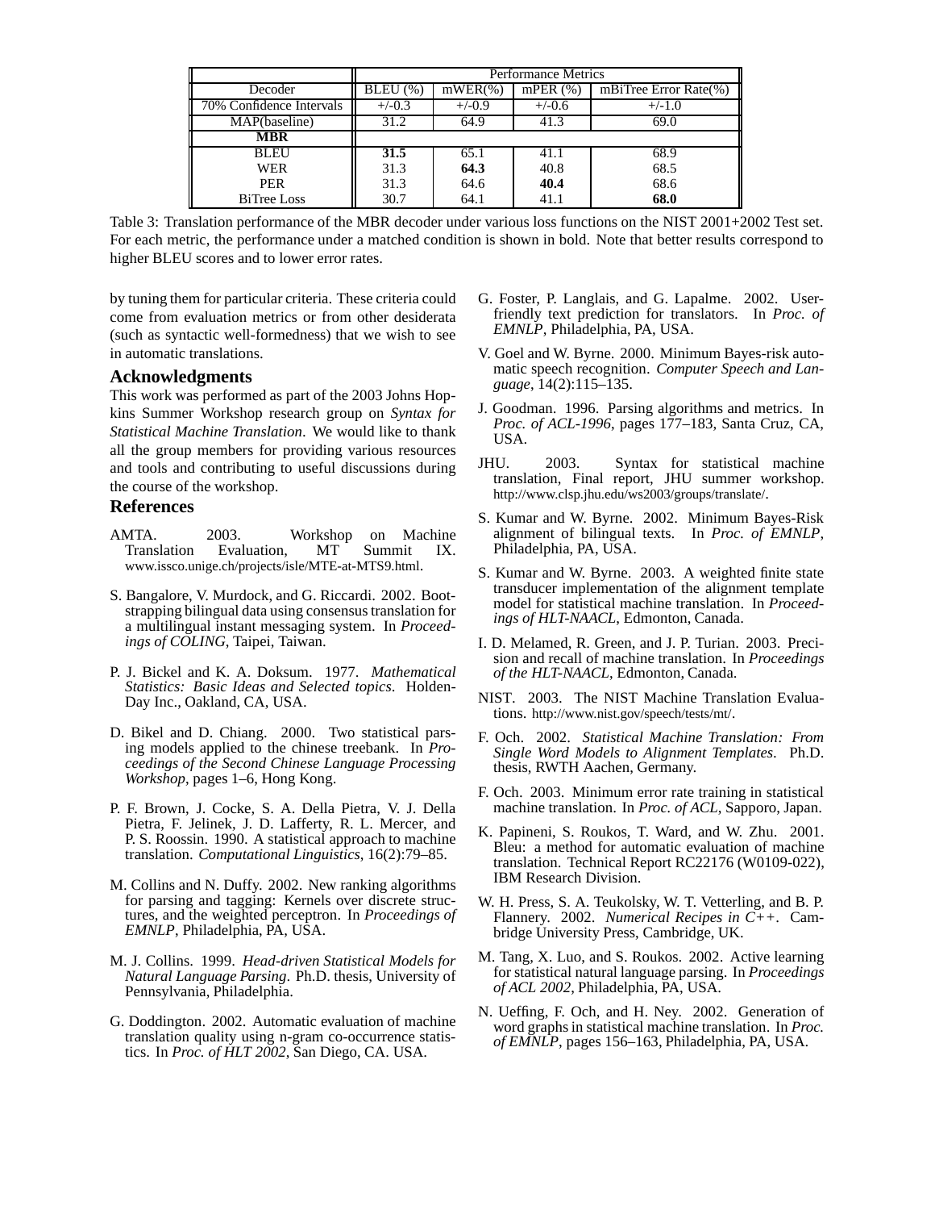| | Performance Metrics | | | |
|---|---|---|---|---|
| Decoder | BLEU (%) | mWER(%) | mPER (%) | mBiTree Error Rate(%) |
| 70% Confidence Intervals | +/-0.3 | +/-0.9 | +/-0.6 | +/-1.0 |
| MAP(baseline) | 31.2 | 64.9 | 41.3 | 69.0 |
| **MBR** | | | | |
| BLEU | **31.5** | 65.1 | 41.1 | 68.9 |
| WER | 31.3 | **64.3** | 40.8 | 68.5 |
| PER | 31.3 | 64.6 | **40.4** | 68.6 |
| BiTree Loss | 30.7 | 64.1 | 41.1 | **68.0** |

Table 3: Translation performance of the MBR decoder under various loss functions on the NIST 2001+2002 Test set. For each metric, the performance under a matched condition is shown in bold. Note that better results correspond to higher BLEU scores and to lower error rates.

by tuning them for particular criteria. These criteria could come from evaluation metrics or from other desiderata (such as syntactic well-formedness) that we wish to see in automatic translations.

## Acknowledgments

This work was performed as part of the 2003 Johns Hopkins Summer Workshop research group on *Syntax for Statistical Machine Translation*. We would like to thank all the group members for providing various resources and tools and contributing to useful discussions during the course of the workshop.

## References

AMTA. 2003. Workshop on Machine Translation Evaluation, MT Summit IX. www.issco.unige.ch/projects/isle/MTE-at-MTS9.html.

S. Bangalore, V. Murdock, and G. Riccardi. 2002. Bootstrapping bilingual data using consensus translation for a multilingual instant messaging system. In *Proceedings of COLING*, Taipei, Taiwan.

P. J. Bickel and K. A. Doksum. 1977. *Mathematical Statistics: Basic Ideas and Selected topics*. Holden-Day Inc., Oakland, CA, USA.

D. Bikel and D. Chiang. 2000. Two statistical parsing models applied to the chinese treebank. In *Proceedings of the Second Chinese Language Processing Workshop*, pages 1–6, Hong Kong.

P. F. Brown, J. Cocke, S. A. Della Pietra, V. J. Della Pietra, F. Jelinek, J. D. Lafferty, R. L. Mercer, and P. S. Roossin. 1990. A statistical approach to machine translation. *Computational Linguistics*, 16(2):79–85.

M. Collins and N. Duffy. 2002. New ranking algorithms for parsing and tagging: Kernels over discrete structures, and the weighted perceptron. In *Proceedings of EMNLP*, Philadelphia, PA, USA.

M. J. Collins. 1999. *Head-driven Statistical Models for Natural Language Parsing*. Ph.D. thesis, University of Pennsylvania, Philadelphia.

G. Doddington. 2002. Automatic evaluation of machine translation quality using n-gram co-occurrence statistics. In *Proc. of HLT 2002*, San Diego, CA. USA.

G. Foster, P. Langlais, and G. Lapalme. 2002. User-friendly text prediction for translators. In *Proc. of EMNLP*, Philadelphia, PA, USA.

V. Goel and W. Byrne. 2000. Minimum Bayes-risk automatic speech recognition. *Computer Speech and Language*, 14(2):115–135.

J. Goodman. 1996. Parsing algorithms and metrics. In *Proc. of ACL-1996*, pages 177–183, Santa Cruz, CA, USA.

JHU. 2003. Syntax for statistical machine translation, Final report, JHU summer workshop. http://www.clsp.jhu.edu/ws2003/groups/translate/.

S. Kumar and W. Byrne. 2002. Minimum Bayes-Risk alignment of bilingual texts. In *Proc. of EMNLP*, Philadelphia, PA, USA.

S. Kumar and W. Byrne. 2003. A weighted finite state transducer implementation of the alignment template model for statistical machine translation. In *Proceedings of HLT-NAACL*, Edmonton, Canada.

I. D. Melamed, R. Green, and J. P. Turian. 2003. Precision and recall of machine translation. In *Proceedings of the HLT-NAACL*, Edmonton, Canada.

NIST. 2003. The NIST Machine Translation Evaluations. http://www.nist.gov/speech/tests/mt/.

F. Och. 2002. *Statistical Machine Translation: From Single Word Models to Alignment Templates*. Ph.D. thesis, RWTH Aachen, Germany.

F. Och. 2003. Minimum error rate training in statistical machine translation. In *Proc. of ACL*, Sapporo, Japan.

K. Papineni, S. Roukos, T. Ward, and W. Zhu. 2001. Bleu: a method for automatic evaluation of machine translation. Technical Report RC22176 (W0109-022), IBM Research Division.

W. H. Press, S. A. Teukolsky, W. T. Vetterling, and B. P. Flannery. 2002. *Numerical Recipes in C++*. Cambridge University Press, Cambridge, UK.

M. Tang, X. Luo, and S. Roukos. 2002. Active learning for statistical natural language parsing. In *Proceedings of ACL 2002*, Philadelphia, PA, USA.

N. Ueffing, F. Och, and H. Ney. 2002. Generation of word graphs in statistical machine translation. In *Proc. of EMNLP*, pages 156–163, Philadelphia, PA, USA.